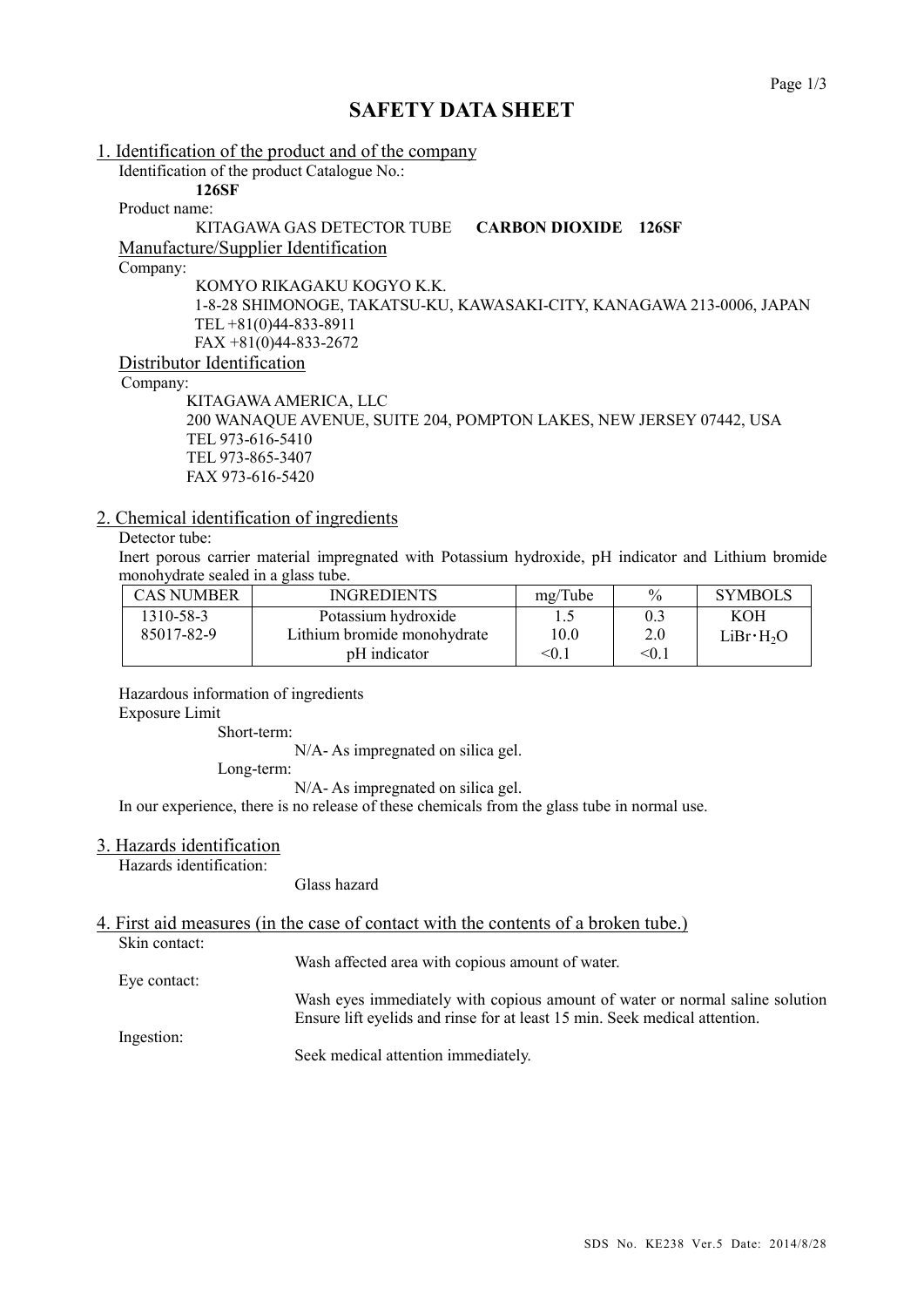# SAFETY DATA SHEET

## 1. Identification of the product and of the company

Identification of the product Catalogue No.:

**126SF**

Product name:

KITAGAWA GAS DETECTOR TUBE **CARBON DIOXIDE 126SF**

### Manufacture/Supplier Identification

Company:

KOMYO RIKAGAKU KOGYO K.K.
1-8-28 SHIMONOGE, TAKATSU-KU, KAWASAKI-CITY, KANAGAWA 213-0006, JAPAN
TEL +81(0)44-833-8911
FAX +81(0)44-833-2672

### Distributor Identification

Company:

KITAGAWA AMERICA, LLC
200 WANAQUE AVENUE, SUITE 204, POMPTON LAKES, NEW JERSEY 07442, USA
TEL 973-616-5410
TEL 973-865-3407
FAX 973-616-5420

## 2. Chemical identification of ingredients

Detector tube:

Inert porous carrier material impregnated with Potassium hydroxide, pH indicator and Lithium bromide monohydrate sealed in a glass tube.

| CAS NUMBER | INGREDIENTS | mg/Tube | % | SYMBOLS |
|---|---|---|---|---|
| 1310-58-3 | Potassium hydroxide | 1.5 | 0.3 | KOH |
| 85017-82-9 | Lithium bromide monohydrate | 10.0 | 2.0 | $LiBr \cdot H_2O$ |
| | pH indicator | <0.1 | <0.1 | |

Hazardous information of ingredients

Exposure Limit

Short-term:

N/A- As impregnated on silica gel.

Long-term:

N/A- As impregnated on silica gel.

In our experience, there is no release of these chemicals from the glass tube in normal use.

## 3. Hazards identification

Hazards identification:

Glass hazard

## 4. First aid measures (in the case of contact with the contents of a broken tube.)

Skin contact:

Wash affected area with copious amount of water.

Eye contact:

Wash eyes immediately with copious amount of water or normal saline solution Ensure lift eyelids and rinse for at least 15 min. Seek medical attention.

Ingestion:

Seek medical attention immediately.

SDS No. KE238 Ver.5 Date: 2014/8/28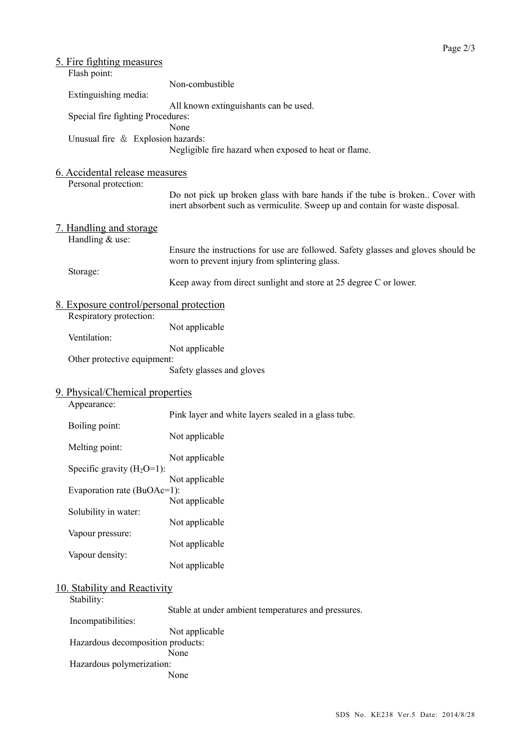## 5. Fire fighting measures

Flash point:
Non-combustible

Extinguishing media:
All known extinguishants can be used.

Special fire fighting Procedures:
None

Unusual fire ＆ Explosion hazards:
Negligible fire hazard when exposed to heat or flame.

## 6. Accidental release measures

Personal protection:
Do not pick up broken glass with bare hands if the tube is broken.. Cover with inert absorbent such as vermiculite. Sweep up and contain for waste disposal.

## 7. Handling and storage

Handling & use:
Ensure the instructions for use are followed. Safety glasses and gloves should be worn to prevent injury from splintering glass.

Storage:
Keep away from direct sunlight and store at 25 degree C or lower.

## 8. Exposure control/personal protection

Respiratory protection:
Not applicable

Ventilation:
Not applicable

Other protective equipment:
Safety glasses and gloves

## 9. Physical/Chemical properties

Appearance:
Pink layer and white layers sealed in a glass tube.

Boiling point:
Not applicable

Melting point:
Not applicable

Specific gravity ($H_2O$=1):
Not applicable

Evaporation rate (BuOAc=1):
Not applicable

Solubility in water:
Not applicable

Vapour pressure:
Not applicable

Vapour density:
Not applicable

## 10. Stability and Reactivity

Stability:
Stable at under ambient temperatures and pressures.

Incompatibilities:
Not applicable

Hazardous decomposition products:
None

Hazardous polymerization:
None

SDS No. KE238 Ver.5 Date: 2014/8/28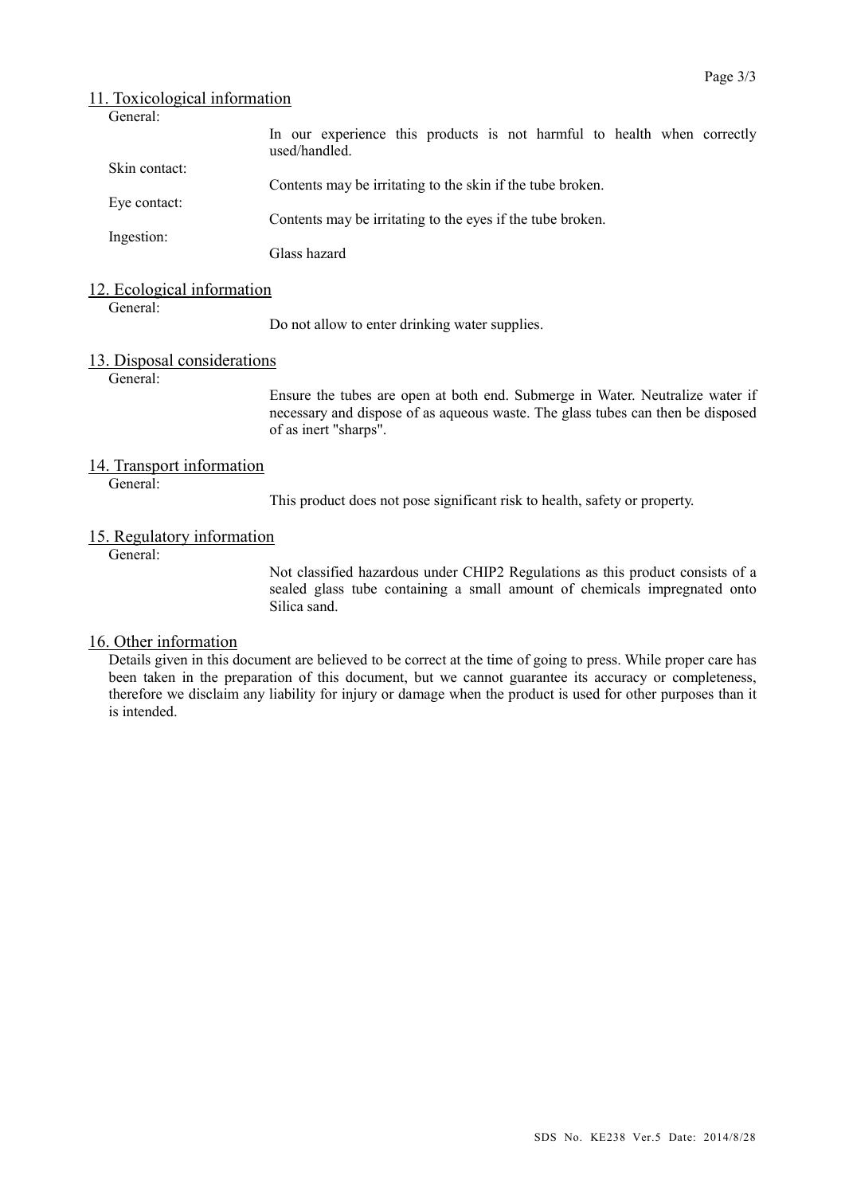## 11. Toxicological information

General:

In our experience this products is not harmful to health when correctly used/handled.

Skin contact:

Contents may be irritating to the skin if the tube broken.

Eye contact:

Contents may be irritating to the eyes if the tube broken.

Ingestion:

Glass hazard

## 12. Ecological information

General:

Do not allow to enter drinking water supplies.

## 13. Disposal considerations

General:

Ensure the tubes are open at both end. Submerge in Water. Neutralize water if necessary and dispose of as aqueous waste. The glass tubes can then be disposed of as inert "sharps".

## 14. Transport information

General:

This product does not pose significant risk to health, safety or property.

## 15. Regulatory information

General:

Not classified hazardous under CHIP2 Regulations as this product consists of a sealed glass tube containing a small amount of chemicals impregnated onto Silica sand.

## 16. Other information

Details given in this document are believed to be correct at the time of going to press. While proper care has been taken in the preparation of this document, but we cannot guarantee its accuracy or completeness, therefore we disclaim any liability for injury or damage when the product is used for other purposes than it is intended.

SDS No. KE238 Ver.5 Date: 2014/8/28